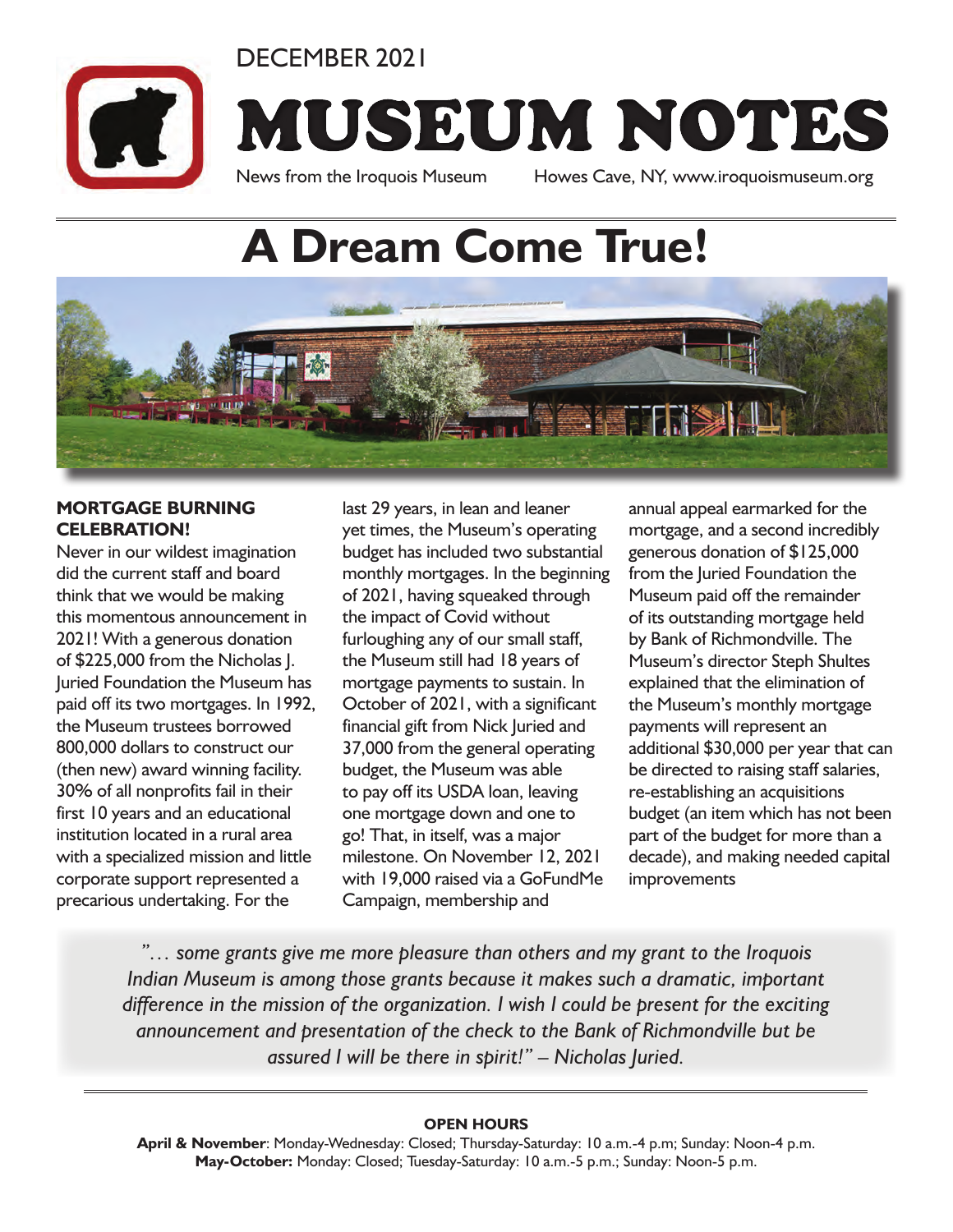DECEMBER 2021

# MUSEUM NOTES

News from the Iroquois Museum Howes Cave, NY, www.iroquoismuseum.org

# A Dream Come True!

**MORTGAGE BURNING CELEBRATION!**

Never in our wildest imagination did the current staff and board think that we would be making this momentous announcement in 2021! With a generous donation of $225,000 from the Nicholas J. Juried Foundation the Museum has paid off its two mortgages. In 1992, the Museum trustees borrowed 800,000 dollars to construct our (then new) award winning facility. 30% of all nonprofits fail in their first 10 years and an educational institution located in a rural area with a specialized mission and little corporate support represented a precarious undertaking. For the last 29 years, in lean and leaner yet times, the Museum's operating budget has included two substantial monthly mortgages. In the beginning of 2021, having squeaked through the impact of Covid without furloughing any of our small staff, the Museum still had 18 years of mortgage payments to sustain. In October of 2021, with a significant financial gift from Nick Juried and 37,000 from the general operating budget, the Museum was able to pay off its USDA loan, leaving one mortgage down and one to go! That, in itself, was a major milestone. On November 12, 2021 with 19,000 raised via a GoFundMe Campaign, membership and annual appeal earmarked for the mortgage, and a second incredibly generous donation of $125,000 from the Juried Foundation the Museum paid off the remainder of its outstanding mortgage held by Bank of Richmondville. The Museum's director Steph Shultes explained that the elimination of the Museum's monthly mortgage payments will represent an additional $30,000 per year that can be directed to raising staff salaries, re-establishing an acquisitions budget (an item which has not been part of the budget for more than a decade), and making needed capital improvements

*"… some grants give me more pleasure than others and my grant to the Iroquois Indian Museum is among those grants because it makes such a dramatic, important difference in the mission of the organization. I wish I could be present for the exciting announcement and presentation of the check to the Bank of Richmondville but be assured I will be there in spirit!" – Nicholas Juried.*

**OPEN HOURS**

**April & November**: Monday-Wednesday: Closed; Thursday-Saturday: 10 a.m.-4 p.m; Sunday: Noon-4 p.m.
**May-October:** Monday: Closed; Tuesday-Saturday: 10 a.m.-5 p.m.; Sunday: Noon-5 p.m.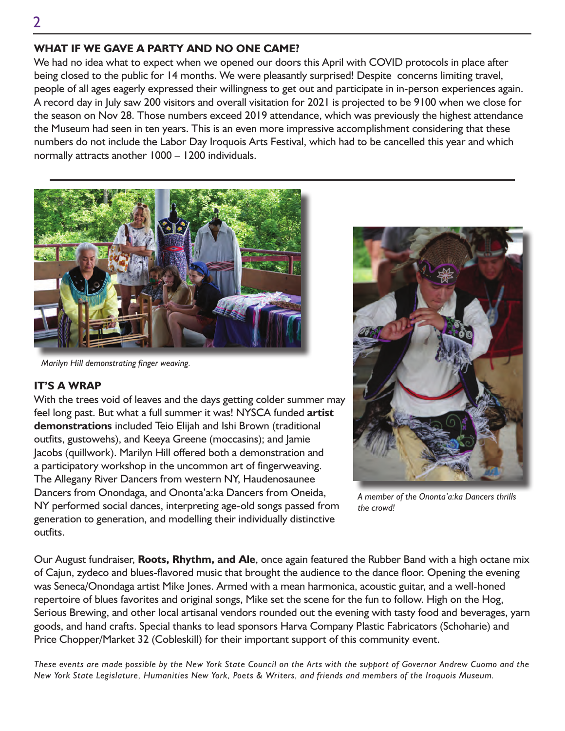## WHAT IF WE GAVE A PARTY AND NO ONE CAME?

We had no idea what to expect when we opened our doors this April with COVID protocols in place after being closed to the public for 14 months. We were pleasantly surprised! Despite concerns limiting travel, people of all ages eagerly expressed their willingness to get out and participate in in-person experiences again. A record day in July saw 200 visitors and overall visitation for 2021 is projected to be 9100 when we close for the season on Nov 28. Those numbers exceed 2019 attendance, which was previously the highest attendance the Museum had seen in ten years. This is an even more impressive accomplishment considering that these numbers do not include the Labor Day Iroquois Arts Festival, which had to be cancelled this year and which normally attracts another 1000 – 1200 individuals.

*Marilyn Hill demonstrating finger weaving.*

## IT'S A WRAP

With the trees void of leaves and the days getting colder summer may feel long past. But what a full summer it was! NYSCA funded **artist demonstrations** included Teio Elijah and Ishi Brown (traditional outfits, gustowehs), and Keeya Greene (moccasins); and Jamie Jacobs (quillwork). Marilyn Hill offered both a demonstration and a participatory workshop in the uncommon art of fingerweaving. The Allegany River Dancers from western NY, Haudenosaunee Dancers from Onondaga, and Onontaʼa:ka Dancers from Oneida, NY performed social dances, interpreting age-old songs passed from generation to generation, and modelling their individually distinctive outfits.

*A member of the Onontaʼa:ka Dancers thrills the crowd!*

Our August fundraiser, **Roots, Rhythm, and Ale**, once again featured the Rubber Band with a high octane mix of Cajun, zydeco and blues-flavored music that brought the audience to the dance floor. Opening the evening was Seneca/Onondaga artist Mike Jones. Armed with a mean harmonica, acoustic guitar, and a well-honed repertoire of blues favorites and original songs, Mike set the scene for the fun to follow. High on the Hog, Serious Brewing, and other local artisanal vendors rounded out the evening with tasty food and beverages, yarn goods, and hand crafts. Special thanks to lead sponsors Harva Company Plastic Fabricators (Schoharie) and Price Chopper/Market 32 (Cobleskill) for their important support of this community event.

*These events are made possible by the New York State Council on the Arts with the support of Governor Andrew Cuomo and the New York State Legislature, Humanities New York, Poets & Writers, and friends and members of the Iroquois Museum.*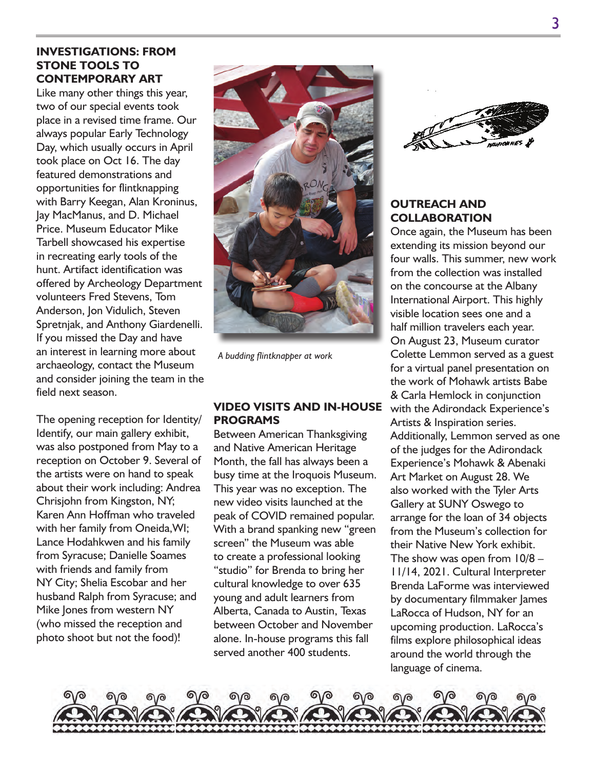## INVESTIGATIONS: FROM STONE TOOLS TO CONTEMPORARY ART

Like many other things this year, two of our special events took place in a revised time frame. Our always popular Early Technology Day, which usually occurs in April took place on Oct 16. The day featured demonstrations and opportunities for flintknapping with Barry Keegan, Alan Kroninus, Jay MacManus, and D. Michael Price. Museum Educator Mike Tarbell showcased his expertise in recreating early tools of the hunt. Artifact identification was offered by Archeology Department volunteers Fred Stevens, Tom Anderson, Jon Vidulich, Steven Spretnjak, and Anthony Giardenelli. If you missed the Day and have an interest in learning more about archaeology, contact the Museum and consider joining the team in the field next season.

The opening reception for Identity/Identify, our main gallery exhibit, was also postponed from May to a reception on October 9. Several of the artists were on hand to speak about their work including: Andrea Chrisjohn from Kingston, NY; Karen Ann Hoffman who traveled with her family from Oneida, WI; Lance Hodahkwen and his family from Syracuse; Danielle Soames with friends and family from NY City; Shelia Escobar and her husband Ralph from Syracuse; and Mike Jones from western NY (who missed the reception and photo shoot but not the food)!

*A budding flintknapper at work*

## VIDEO VISITS AND IN-HOUSE PROGRAMS

Between American Thanksgiving and Native American Heritage Month, the fall has always been a busy time at the Iroquois Museum. This year was no exception. The new video visits launched at the peak of COVID remained popular. With a brand spanking new "green screen" the Museum was able to create a professional looking "studio" for Brenda to bring her cultural knowledge to over 635 young and adult learners from Alberta, Canada to Austin, Texas between October and November alone. In-house programs this fall served another 400 students.

## OUTREACH AND COLLABORATION

Once again, the Museum has been extending its mission beyond our four walls. This summer, new work from the collection was installed on the concourse at the Albany International Airport. This highly visible location sees one and a half million travelers each year. On August 23, Museum curator Colette Lemmon served as a guest for a virtual panel presentation on the work of Mohawk artists Babe & Carla Hemlock in conjunction with the Adirondack Experience's Artists & Inspiration series. Additionally, Lemmon served as one of the judges for the Adirondack Experience's Mohawk & Abenaki Art Market on August 28. We also worked with the Tyler Arts Gallery at SUNY Oswego to arrange for the loan of 34 objects from the Museum's collection for their Native New York exhibit. The show was open from 10/8 – 11/14, 2021. Cultural Interpreter Brenda LaForme was interviewed by documentary filmmaker James LaRocca of Hudson, NY for an upcoming production. LaRocca's films explore philosophical ideas around the world through the language of cinema.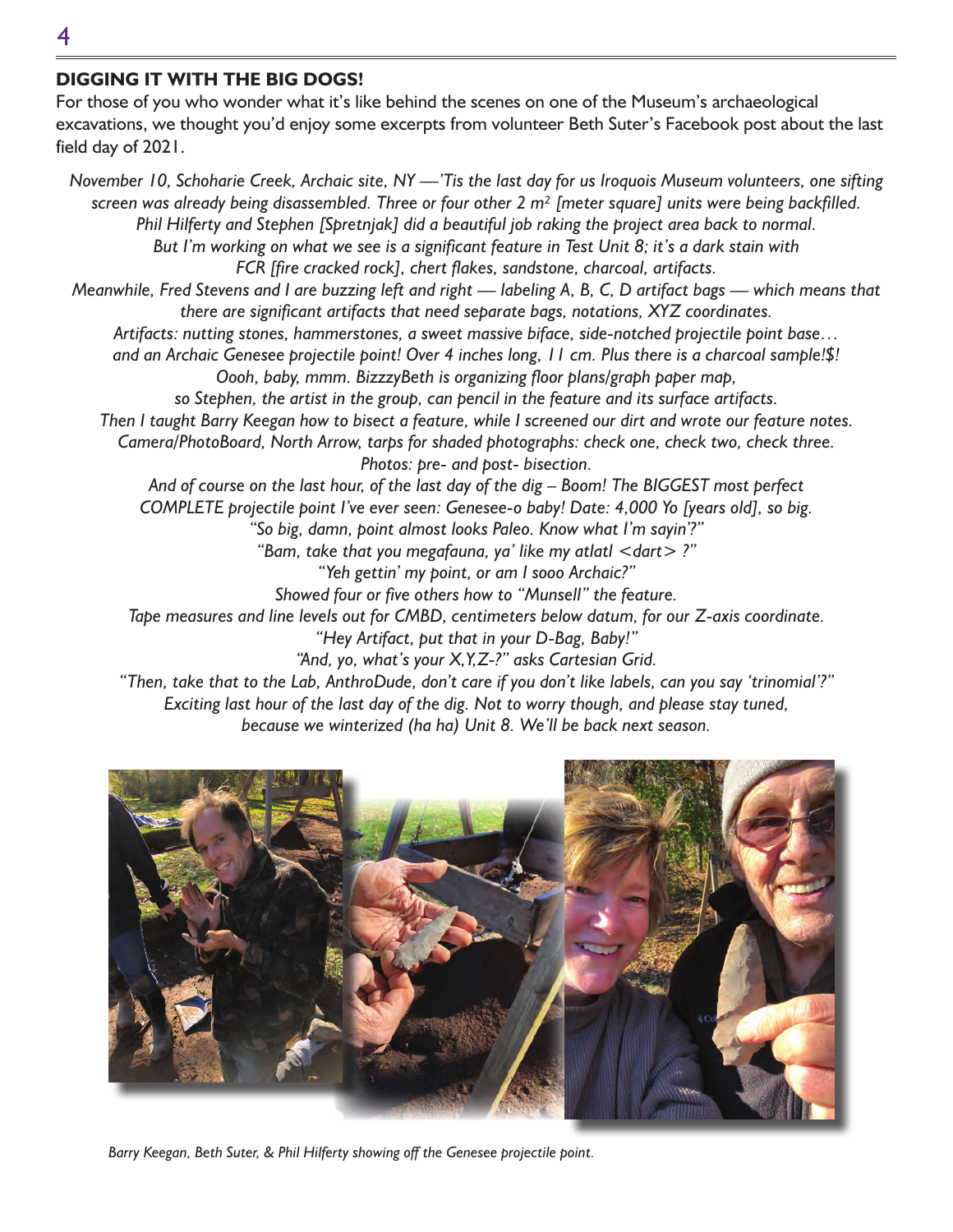## DIGGING IT WITH THE BIG DOGS!

For those of you who wonder what it's like behind the scenes on one of the Museum's archaeological excavations, we thought you'd enjoy some excerpts from volunteer Beth Suter's Facebook post about the last field day of 2021.

*November 10, Schoharie Creek, Archaic site, NY —'Tis the last day for us Iroquois Museum volunteers, one sifting screen was already being disassembled. Three or four other 2 m² [meter square] units were being backfilled. Phil Hilferty and Stephen [Spretnjak] did a beautiful job raking the project area back to normal. But I'm working on what we see is a significant feature in Test Unit 8; it's a dark stain with FCR [fire cracked rock], chert flakes, sandstone, charcoal, artifacts.*

*Meanwhile, Fred Stevens and I are buzzing left and right — labeling A, B, C, D artifact bags — which means that there are significant artifacts that need separate bags, notations, XYZ coordinates.*

*Artifacts: nutting stones, hammerstones, a sweet massive biface, side-notched projectile point base… and an Archaic Genesee projectile point! Over 4 inches long, 11 cm. Plus there is a charcoal sample!$!*

*Oooh, baby, mmm. BizzzyBeth is organizing floor plans/graph paper map, so Stephen, the artist in the group, can pencil in the feature and its surface artifacts.*

*Then I taught Barry Keegan how to bisect a feature, while I screened our dirt and wrote our feature notes.*

*Camera/PhotoBoard, North Arrow, tarps for shaded photographs: check one, check two, check three. Photos: pre- and post- bisection.*

*And of course on the last hour, of the last day of the dig – Boom! The BIGGEST most perfect COMPLETE projectile point I've ever seen: Genesee-o baby! Date: 4,000 Yo [years old], so big.*

*"So big, damn, point almost looks Paleo. Know what I'm sayin'?"*

*"Bam, take that you megafauna, ya' like my atlatl <dart> ?"*

*"Yeh gettin' my point, or am I sooo Archaic?"*

*Showed four or five others how to "Munsell" the feature.*

*Tape measures and line levels out for CMBD, centimeters below datum, for our Z-axis coordinate.*

*"Hey Artifact, put that in your D-Bag, Baby!"*

*"And, yo, what's your X,Y,Z-?" asks Cartesian Grid.*

*"Then, take that to the Lab, AnthroDude, don't care if you don't like labels, can you say 'trinomial'?"*

*Exciting last hour of the last day of the dig. Not to worry though, and please stay tuned, because we winterized (ha ha) Unit 8. We'll be back next season.*

*Barry Keegan, Beth Suter, & Phil Hilferty showing off the Genesee projectile point.*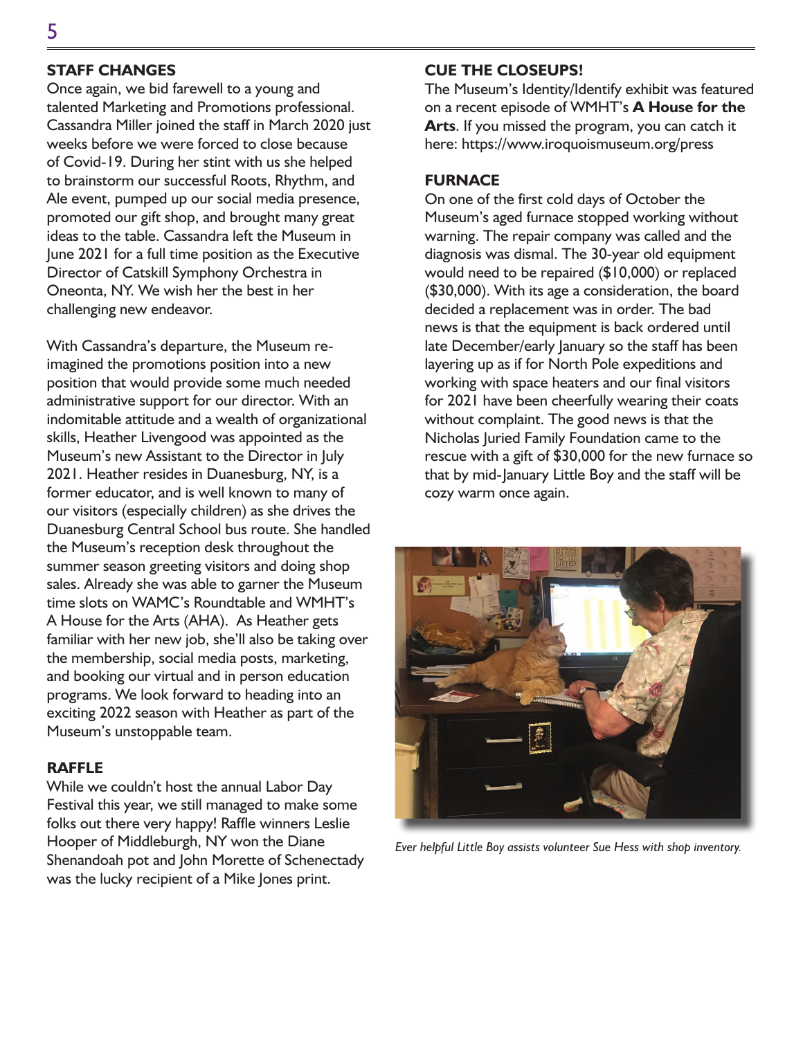## STAFF CHANGES

Once again, we bid farewell to a young and talented Marketing and Promotions professional. Cassandra Miller joined the staff in March 2020 just weeks before we were forced to close because of Covid-19. During her stint with us she helped to brainstorm our successful Roots, Rhythm, and Ale event, pumped up our social media presence, promoted our gift shop, and brought many great ideas to the table. Cassandra left the Museum in June 2021 for a full time position as the Executive Director of Catskill Symphony Orchestra in Oneonta, NY. We wish her the best in her challenging new endeavor.

With Cassandra's departure, the Museum re-imagined the promotions position into a new position that would provide some much needed administrative support for our director. With an indomitable attitude and a wealth of organizational skills, Heather Livengood was appointed as the Museum's new Assistant to the Director in July 2021. Heather resides in Duanesburg, NY, is a former educator, and is well known to many of our visitors (especially children) as she drives the Duanesburg Central School bus route. She handled the Museum's reception desk throughout the summer season greeting visitors and doing shop sales. Already she was able to garner the Museum time slots on WAMC's Roundtable and WMHT's A House for the Arts (AHA). As Heather gets familiar with her new job, she'll also be taking over the membership, social media posts, marketing, and booking our virtual and in person education programs. We look forward to heading into an exciting 2022 season with Heather as part of the Museum's unstoppable team.

## RAFFLE

While we couldn't host the annual Labor Day Festival this year, we still managed to make some folks out there very happy! Raffle winners Leslie Hooper of Middleburgh, NY won the Diane Shenandoah pot and John Morette of Schenectady was the lucky recipient of a Mike Jones print.

## CUE THE CLOSEUPS!

The Museum's Identity/Identify exhibit was featured on a recent episode of WMHT's **A House for the Arts**. If you missed the program, you can catch it here: https://www.iroquoismuseum.org/press

## FURNACE

On one of the first cold days of October the Museum's aged furnace stopped working without warning. The repair company was called and the diagnosis was dismal. The 30-year old equipment would need to be repaired ($10,000) or replaced ($30,000). With its age a consideration, the board decided a replacement was in order. The bad news is that the equipment is back ordered until late December/early January so the staff has been layering up as if for North Pole expeditions and working with space heaters and our final visitors for 2021 have been cheerfully wearing their coats without complaint. The good news is that the Nicholas Juried Family Foundation came to the rescue with a gift of $30,000 for the new furnace so that by mid-January Little Boy and the staff will be cozy warm once again.

*Ever helpful Little Boy assists volunteer Sue Hess with shop inventory.*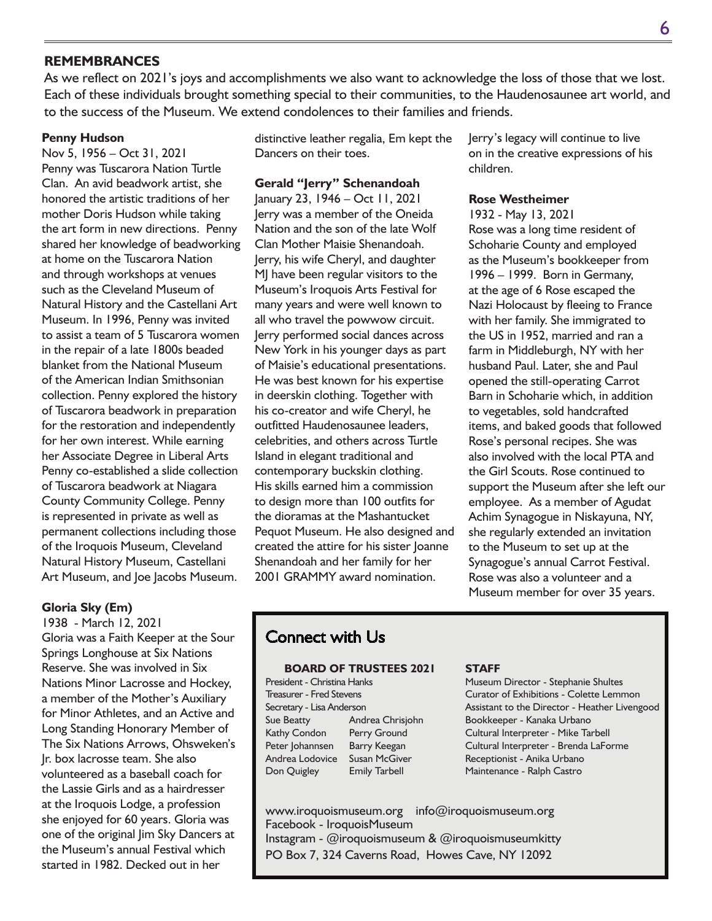## REMEMBRANCES

As we reflect on 2021's joys and accomplishments we also want to acknowledge the loss of those that we lost. Each of these individuals brought something special to their communities, to the Haudenosaunee art world, and to the success of the Museum. We extend condolences to their families and friends.

**Penny Hudson**

Nov 5, 1956 – Oct 31, 2021

Penny was Tuscarora Nation Turtle Clan. An avid beadwork artist, she honored the artistic traditions of her mother Doris Hudson while taking the art form in new directions. Penny shared her knowledge of beadworking at home on the Tuscarora Nation and through workshops at venues such as the Cleveland Museum of Natural History and the Castellani Art Museum. In 1996, Penny was invited to assist a team of 5 Tuscarora women in the repair of a late 1800s beaded blanket from the National Museum of the American Indian Smithsonian collection. Penny explored the history of Tuscarora beadwork in preparation for the restoration and independently for her own interest. While earning her Associate Degree in Liberal Arts Penny co-established a slide collection of Tuscarora beadwork at Niagara County Community College. Penny is represented in private as well as permanent collections including those of the Iroquois Museum, Cleveland Natural History Museum, Castellani Art Museum, and Joe Jacobs Museum.

**Gloria Sky (Em)**

1938 - March 12, 2021

Gloria was a Faith Keeper at the Sour Springs Longhouse at Six Nations Reserve. She was involved in Six Nations Minor Lacrosse and Hockey, a member of the Mother's Auxiliary for Minor Athletes, and an Active and Long Standing Honorary Member of The Six Nations Arrows, Ohsweken's Jr. box lacrosse team. She also volunteered as a baseball coach for the Lassie Girls and as a hairdresser at the Iroquois Lodge, a profession she enjoyed for 60 years. Gloria was one of the original Jim Sky Dancers at the Museum's annual Festival which started in 1982. Decked out in her distinctive leather regalia, Em kept the Dancers on their toes.

**Gerald "Jerry" Schenandoah**

January 23, 1946 – Oct 11, 2021

Jerry was a member of the Oneida Nation and the son of the late Wolf Clan Mother Maisie Shenandoah. Jerry, his wife Cheryl, and daughter MJ have been regular visitors to the Museum's Iroquois Arts Festival for many years and were well known to all who travel the powwow circuit. Jerry performed social dances across New York in his younger days as part of Maisie's educational presentations. He was best known for his expertise in deerskin clothing. Together with his co-creator and wife Cheryl, he outfitted Haudenosaunee leaders, celebrities, and others across Turtle Island in elegant traditional and contemporary buckskin clothing. His skills earned him a commission to design more than 100 outfits for the dioramas at the Mashantucket Pequot Museum. He also designed and created the attire for his sister Joanne Shenandoah and her family for her 2001 GRAMMY award nomination. Jerry's legacy will continue to live on in the creative expressions of his children.

**Rose Westheimer**

1932 - May 13, 2021

Rose was a long time resident of Schoharie County and employed as the Museum's bookkeeper from 1996 – 1999. Born in Germany, at the age of 6 Rose escaped the Nazi Holocaust by fleeing to France with her family. She immigrated to the US in 1952, married and ran a farm in Middleburgh, NY with her husband Paul. Later, she and Paul opened the still-operating Carrot Barn in Schoharie which, in addition to vegetables, sold handcrafted items, and baked goods that followed Rose's personal recipes. She was also involved with the local PTA and the Girl Scouts. Rose continued to support the Museum after she left our employee. As a member of Agudat Achim Synagogue in Niskayuna, NY, she regularly extended an invitation to the Museum to set up at the Synagogue's annual Carrot Festival. Rose was also a volunteer and a Museum member for over 35 years.

## Connect with Us

**BOARD OF TRUSTEES 2021**

President - Christina Hanks
Treasurer - Fred Stevens
Secretary - Lisa Anderson

| | |
|---|---|
| Sue Beatty | Andrea Chrisjohn |
| Kathy Condon | Perry Ground |
| Peter Johannsen | Barry Keegan |
| Andrea Lodovice | Susan McGiver |
| Don Quigley | Emily Tarbell |

**STAFF**

Museum Director - Stephanie Shultes
Curator of Exhibitions - Colette Lemmon
Assistant to the Director - Heather Livengood
Bookkeeper - Kanaka Urbano
Cultural Interpreter - Mike Tarbell
Cultural Interpreter - Brenda LaForme
Receptionist - Anika Urbano
Maintenance - Ralph Castro

www.iroquoismuseum.org info@iroquoismuseum.org
Facebook - IroquoisMuseum
Instagram - @iroquoismuseum & @iroquoismuseumkitty
PO Box 7, 324 Caverns Road, Howes Cave, NY 12092